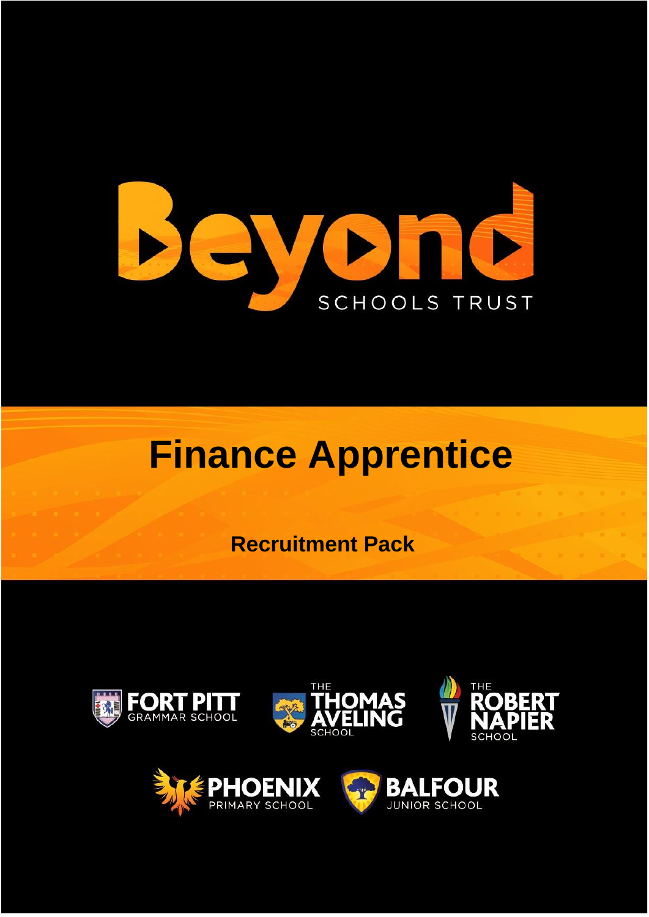Beyond

SCHOOLS TRUST

# Finance Apprentice

## Recruitment Pack

FORT PITT GRAMMAR SCHOOL

THE THOMAS AVELING SCHOOL

THE ROBERT NAPIER SCHOOL

PHOENIX PRIMARY SCHOOL

BALFOUR JUNIOR SCHOOL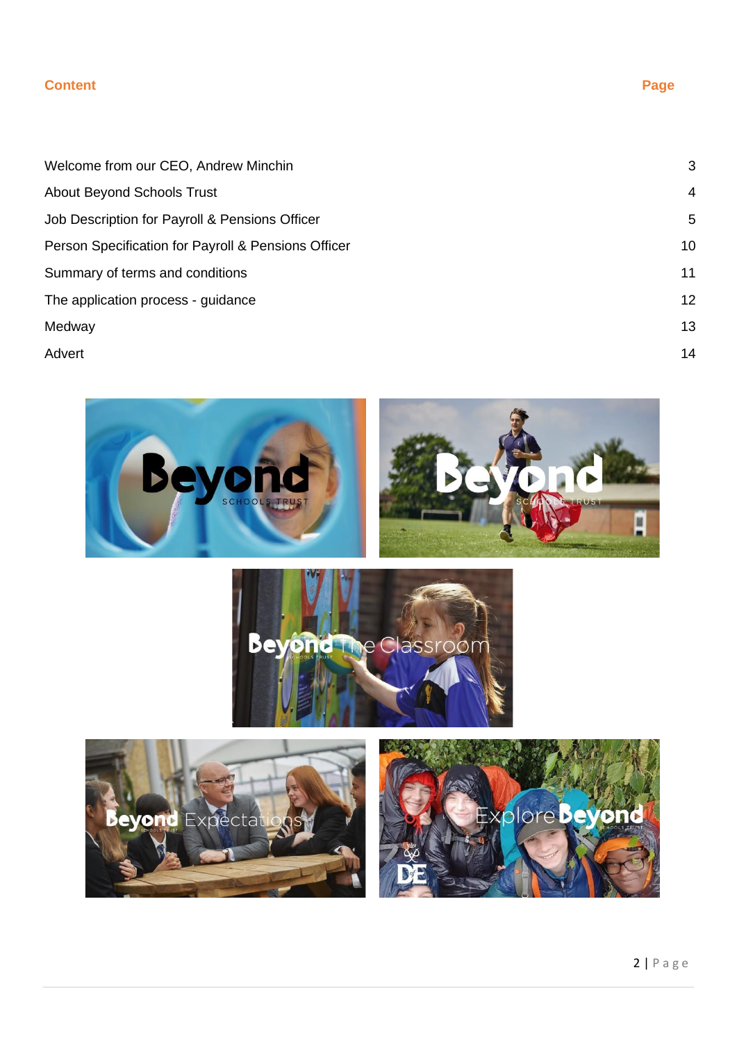| Content | Page |
|---|---|
| Welcome from our CEO, Andrew Minchin | 3 |
| About Beyond Schools Trust | 4 |
| Job Description for Payroll & Pensions Officer | 5 |
| Person Specification for Payroll & Pensions Officer | 10 |
| Summary of terms and conditions | 11 |
| The application process - guidance | 12 |
| Medway | 13 |
| Advert | 14 |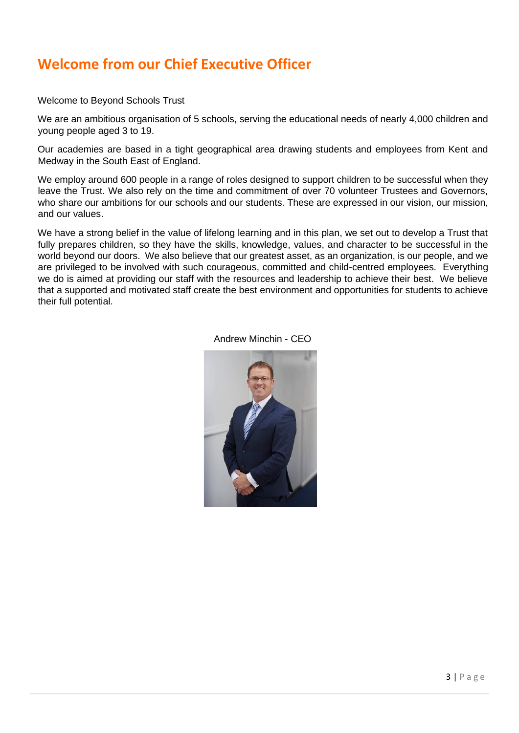# Welcome from our Chief Executive Officer

Welcome to Beyond Schools Trust

We are an ambitious organisation of 5 schools, serving the educational needs of nearly 4,000 children and young people aged 3 to 19.

Our academies are based in a tight geographical area drawing students and employees from Kent and Medway in the South East of England.

We employ around 600 people in a range of roles designed to support children to be successful when they leave the Trust. We also rely on the time and commitment of over 70 volunteer Trustees and Governors, who share our ambitions for our schools and our students. These are expressed in our vision, our mission, and our values.

We have a strong belief in the value of lifelong learning and in this plan, we set out to develop a Trust that fully prepares children, so they have the skills, knowledge, values, and character to be successful in the world beyond our doors. We also believe that our greatest asset, as an organization, is our people, and we are privileged to be involved with such courageous, committed and child-centred employees. Everything we do is aimed at providing our staff with the resources and leadership to achieve their best. We believe that a supported and motivated staff create the best environment and opportunities for students to achieve their full potential.

Andrew Minchin - CEO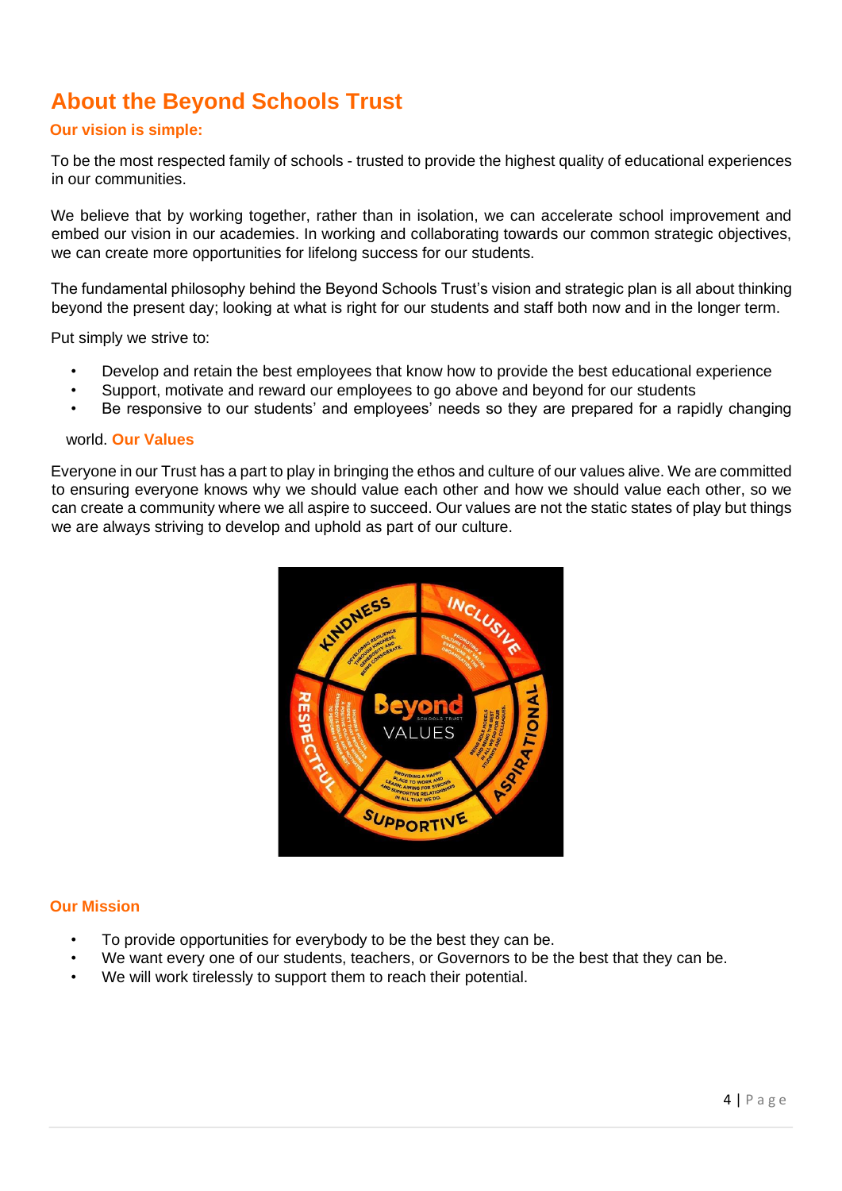# About the Beyond Schools Trust

## Our vision is simple:

To be the most respected family of schools - trusted to provide the highest quality of educational experiences in our communities.

We believe that by working together, rather than in isolation, we can accelerate school improvement and embed our vision in our academies. In working and collaborating towards our common strategic objectives, we can create more opportunities for lifelong success for our students.

The fundamental philosophy behind the Beyond Schools Trust's vision and strategic plan is all about thinking beyond the present day; looking at what is right for our students and staff both now and in the longer term.

Put simply we strive to:

- Develop and retain the best employees that know how to provide the best educational experience
- Support, motivate and reward our employees to go above and beyond for our students
- Be responsive to our students' and employees' needs so they are prepared for a rapidly changing world.

## Our Values

Everyone in our Trust has a part to play in bringing the ethos and culture of our values alive. We are committed to ensuring everyone knows why we should value each other and how we should value each other, so we can create a community where we all aspire to succeed. Our values are not the static states of play but things we are always striving to develop and uphold as part of our culture.

## Our Mission

- To provide opportunities for everybody to be the best they can be.
- We want every one of our students, teachers, or Governors to be the best that they can be.
- We will work tirelessly to support them to reach their potential.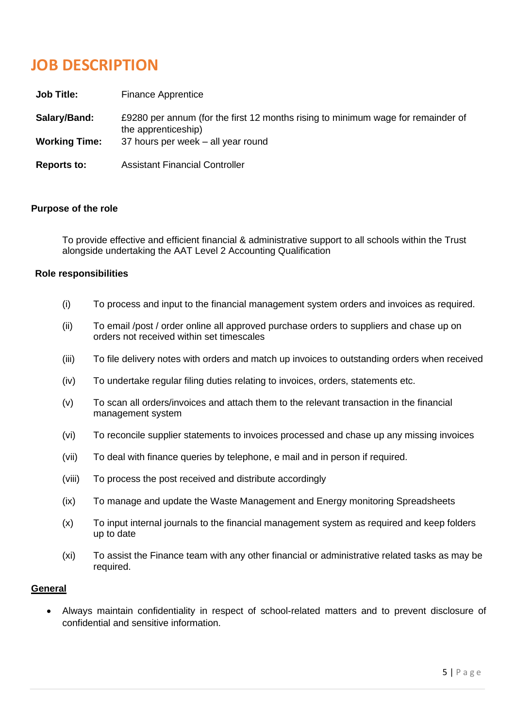# JOB DESCRIPTION

| | |
|---|---|
| **Job Title:** | Finance Apprentice |
| **Salary/Band:** | £9280 per annum (for the first 12 months rising to minimum wage for remainder of the apprenticeship) |
| **Working Time:** | 37 hours per week – all year round |
| **Reports to:** | Assistant Financial Controller |

**Purpose of the role**

To provide effective and efficient financial & administrative support to all schools within the Trust alongside undertaking the AAT Level 2 Accounting Qualification

**Role responsibilities**

(i) To process and input to the financial management system orders and invoices as required.

(ii) To email /post / order online all approved purchase orders to suppliers and chase up on orders not received within set timescales

(iii) To file delivery notes with orders and match up invoices to outstanding orders when received

(iv) To undertake regular filing duties relating to invoices, orders, statements etc.

(v) To scan all orders/invoices and attach them to the relevant transaction in the financial management system

(vi) To reconcile supplier statements to invoices processed and chase up any missing invoices

(vii) To deal with finance queries by telephone, e mail and in person if required.

(viii) To process the post received and distribute accordingly

(ix) To manage and update the Waste Management and Energy monitoring Spreadsheets

(x) To input internal journals to the financial management system as required and keep folders up to date

(xi) To assist the Finance team with any other financial or administrative related tasks as may be required.

**General**

- Always maintain confidentiality in respect of school-related matters and to prevent disclosure of confidential and sensitive information.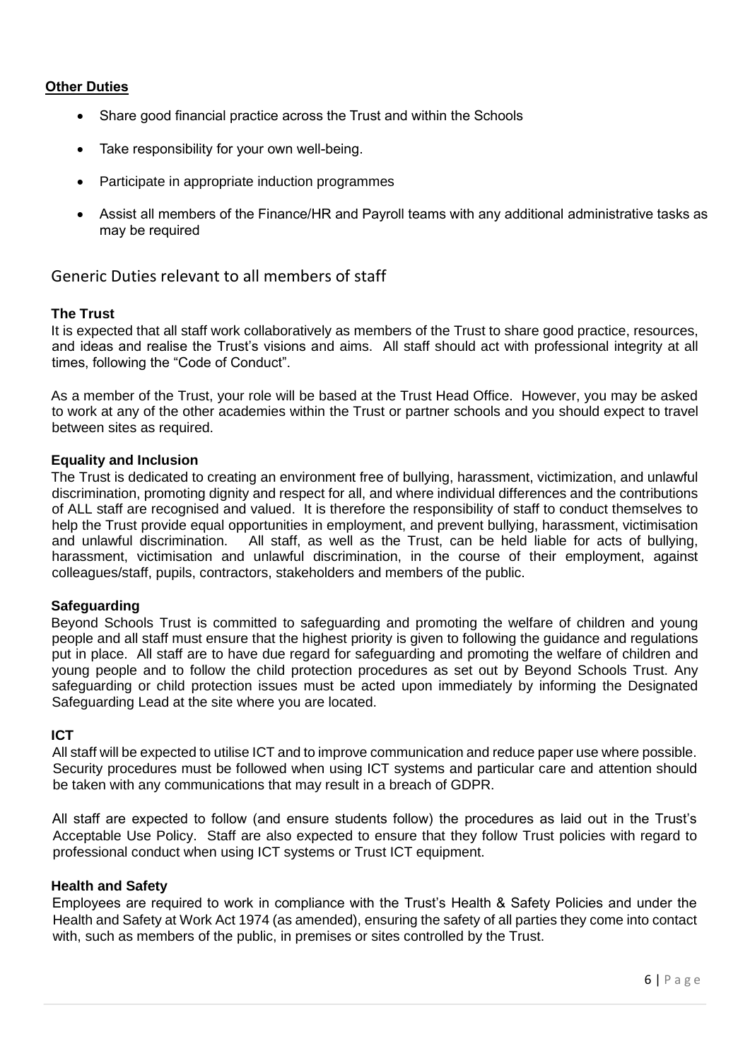**Other Duties**

- Share good financial practice across the Trust and within the Schools
- Take responsibility for your own well-being.
- Participate in appropriate induction programmes
- Assist all members of the Finance/HR and Payroll teams with any additional administrative tasks as may be required

## Generic Duties relevant to all members of staff

**The Trust**

It is expected that all staff work collaboratively as members of the Trust to share good practice, resources, and ideas and realise the Trust's visions and aims. All staff should act with professional integrity at all times, following the "Code of Conduct".

As a member of the Trust, your role will be based at the Trust Head Office. However, you may be asked to work at any of the other academies within the Trust or partner schools and you should expect to travel between sites as required.

**Equality and Inclusion**

The Trust is dedicated to creating an environment free of bullying, harassment, victimization, and unlawful discrimination, promoting dignity and respect for all, and where individual differences and the contributions of ALL staff are recognised and valued. It is therefore the responsibility of staff to conduct themselves to help the Trust provide equal opportunities in employment, and prevent bullying, harassment, victimisation and unlawful discrimination. All staff, as well as the Trust, can be held liable for acts of bullying, harassment, victimisation and unlawful discrimination, in the course of their employment, against colleagues/staff, pupils, contractors, stakeholders and members of the public.

**Safeguarding**

Beyond Schools Trust is committed to safeguarding and promoting the welfare of children and young people and all staff must ensure that the highest priority is given to following the guidance and regulations put in place. All staff are to have due regard for safeguarding and promoting the welfare of children and young people and to follow the child protection procedures as set out by Beyond Schools Trust. Any safeguarding or child protection issues must be acted upon immediately by informing the Designated Safeguarding Lead at the site where you are located.

**ICT**

All staff will be expected to utilise ICT and to improve communication and reduce paper use where possible. Security procedures must be followed when using ICT systems and particular care and attention should be taken with any communications that may result in a breach of GDPR.

All staff are expected to follow (and ensure students follow) the procedures as laid out in the Trust's Acceptable Use Policy. Staff are also expected to ensure that they follow Trust policies with regard to professional conduct when using ICT systems or Trust ICT equipment.

**Health and Safety**

Employees are required to work in compliance with the Trust's Health & Safety Policies and under the Health and Safety at Work Act 1974 (as amended), ensuring the safety of all parties they come into contact with, such as members of the public, in premises or sites controlled by the Trust.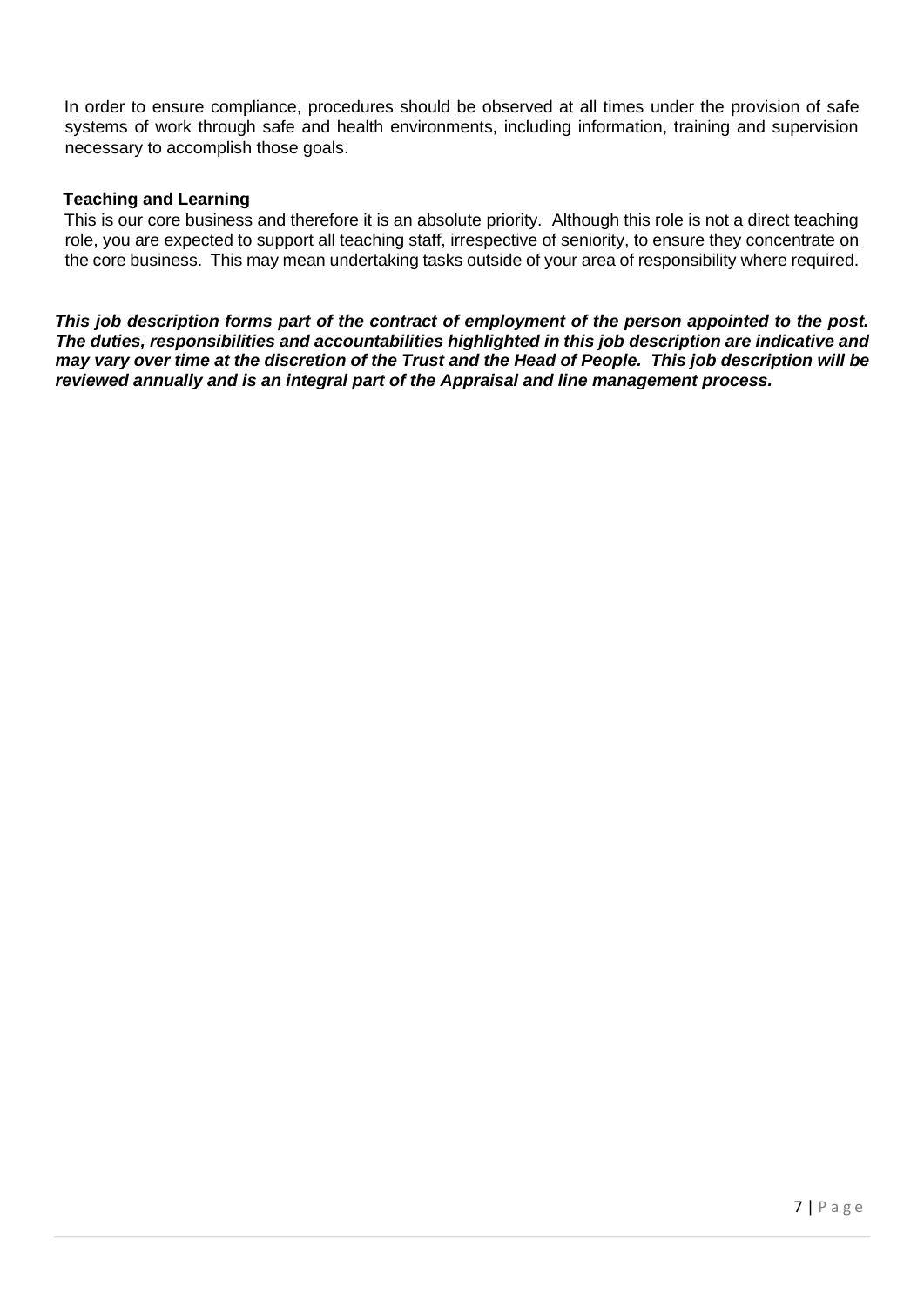In order to ensure compliance, procedures should be observed at all times under the provision of safe systems of work through safe and health environments, including information, training and supervision necessary to accomplish those goals.

**Teaching and Learning**

This is our core business and therefore it is an absolute priority. Although this role is not a direct teaching role, you are expected to support all teaching staff, irrespective of seniority, to ensure they concentrate on the core business. This may mean undertaking tasks outside of your area of responsibility where required.

***This job description forms part of the contract of employment of the person appointed to the post. The duties, responsibilities and accountabilities highlighted in this job description are indicative and may vary over time at the discretion of the Trust and the Head of People. This job description will be reviewed annually and is an integral part of the Appraisal and line management process.***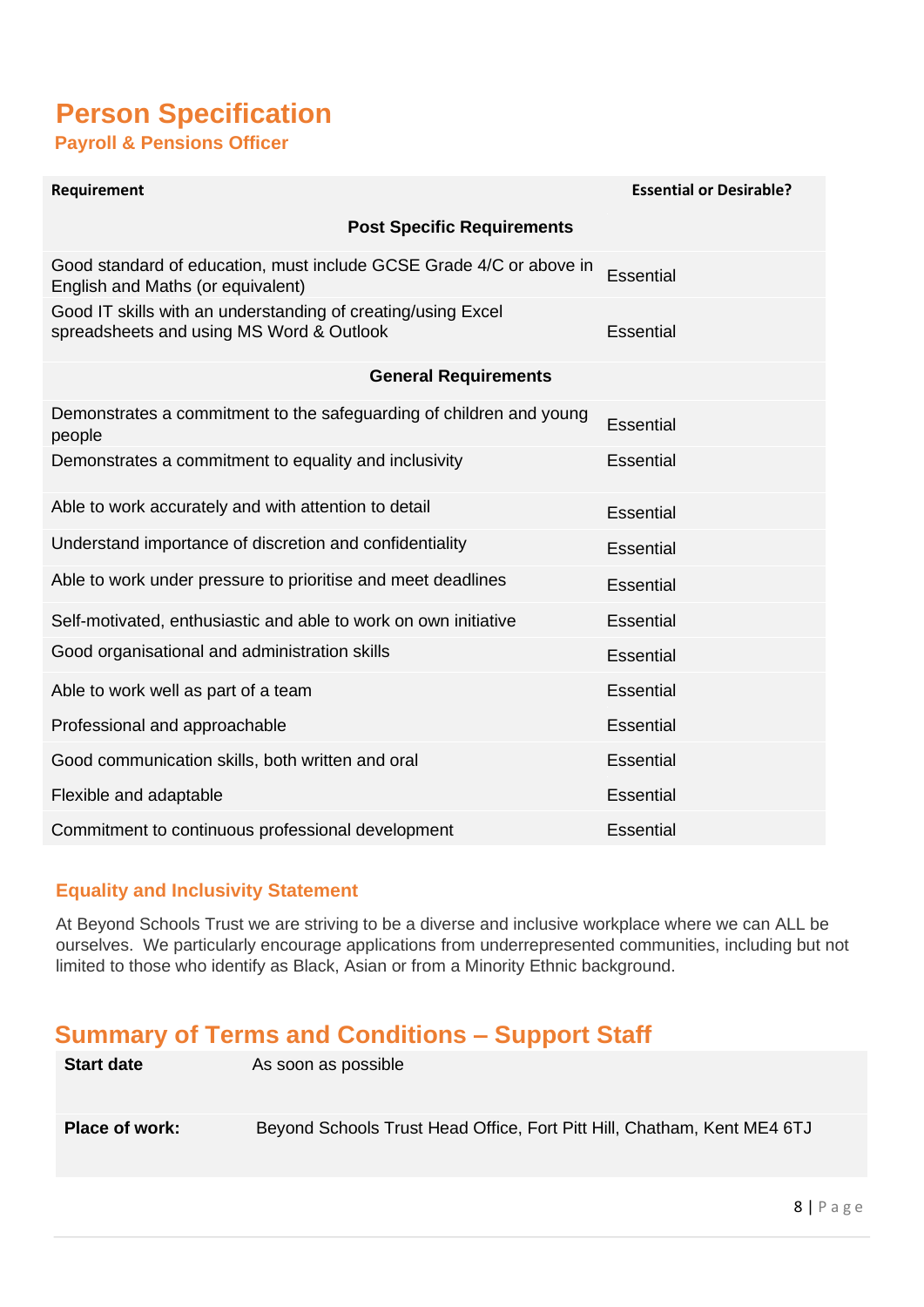# Person Specification

## Payroll & Pensions Officer

| Requirement | Essential or Desirable? |
|---|---|
| **Post Specific Requirements** | |
| Good standard of education, must include GCSE Grade 4/C or above in English and Maths (or equivalent) | Essential |
| Good IT skills with an understanding of creating/using Excel spreadsheets and using MS Word & Outlook | Essential |
| **General Requirements** | |
| Demonstrates a commitment to the safeguarding of children and young people | Essential |
| Demonstrates a commitment to equality and inclusivity | Essential |
| Able to work accurately and with attention to detail | Essential |
| Understand importance of discretion and confidentiality | Essential |
| Able to work under pressure to prioritise and meet deadlines | Essential |
| Self-motivated, enthusiastic and able to work on own initiative | Essential |
| Good organisational and administration skills | Essential |
| Able to work well as part of a team | Essential |
| Professional and approachable | Essential |
| Good communication skills, both written and oral | Essential |
| Flexible and adaptable | Essential |
| Commitment to continuous professional development | Essential |

### Equality and Inclusivity Statement

At Beyond Schools Trust we are striving to be a diverse and inclusive workplace where we can ALL be ourselves. We particularly encourage applications from underrepresented communities, including but not limited to those who identify as Black, Asian or from a Minority Ethnic background.

## Summary of Terms and Conditions – Support Staff

| | |
|---|---|
| **Start date** | As soon as possible |
| **Place of work:** | Beyond Schools Trust Head Office, Fort Pitt Hill, Chatham, Kent ME4 6TJ |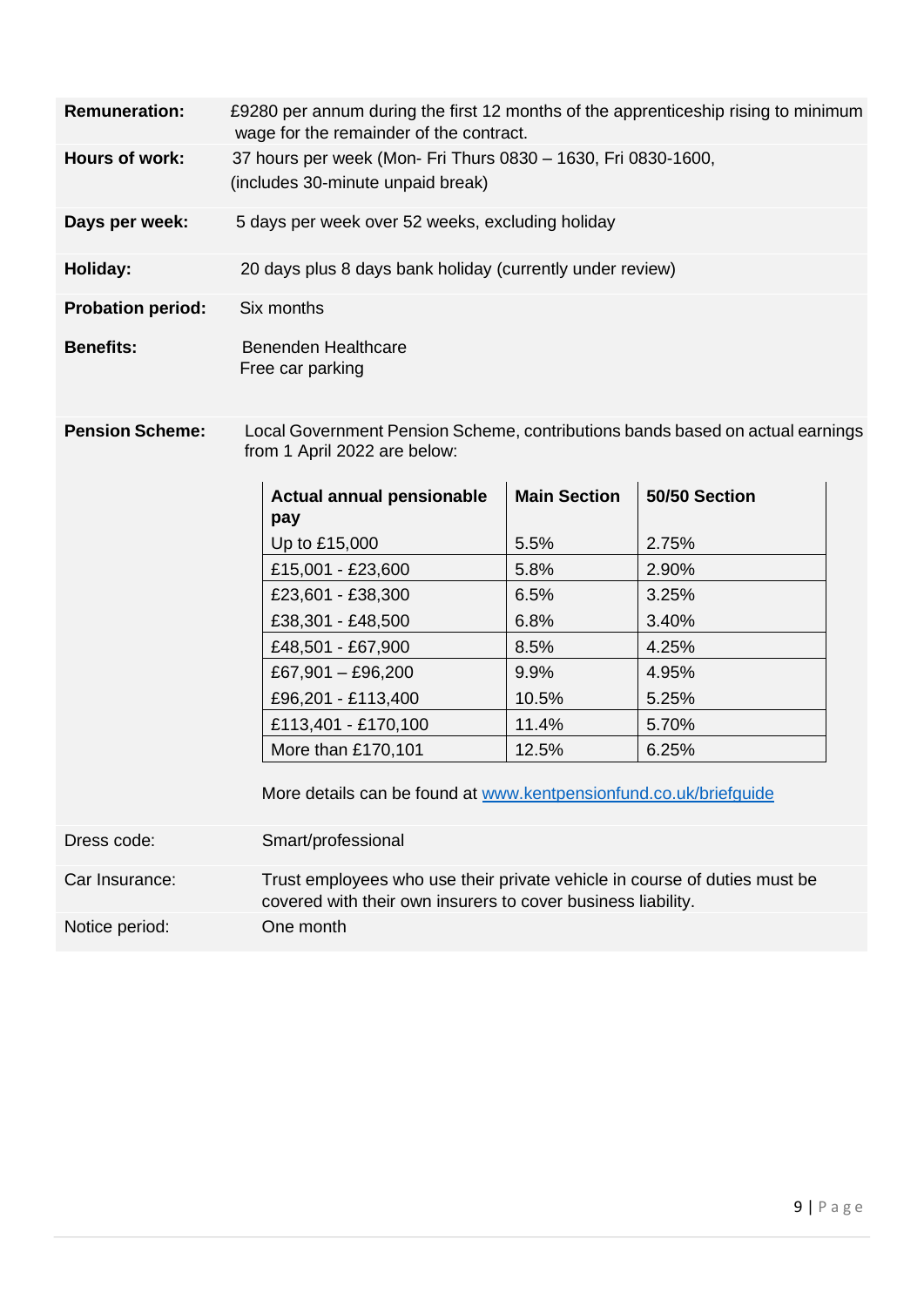| | |
|---|---|
| **Remuneration:** | £9280 per annum during the first 12 months of the apprenticeship rising to minimum wage for the remainder of the contract. |
| **Hours of work:** | 37 hours per week (Mon- Fri Thurs 0830 – 1630, Fri 0830-1600, (includes 30-minute unpaid break) |
| **Days per week:** | 5 days per week over 52 weeks, excluding holiday |
| **Holiday:** | 20 days plus 8 days bank holiday (currently under review) |
| **Probation period:** | Six months |
| **Benefits:** | Benenden Healthcare<br>Free car parking |
| **Pension Scheme:** | Local Government Pension Scheme, contributions bands based on actual earnings from 1 April 2022 are below: |

| Actual annual pensionable pay | Main Section | 50/50 Section |
|---|---|---|
| Up to £15,000 | 5.5% | 2.75% |
| £15,001 - £23,600 | 5.8% | 2.90% |
| £23,601 - £38,300 | 6.5% | 3.25% |
| £38,301 - £48,500 | 6.8% | 3.40% |
| £48,501 - £67,900 | 8.5% | 4.25% |
| £67,901 – £96,200 | 9.9% | 4.95% |
| £96,201 - £113,400 | 10.5% | 5.25% |
| £113,401 - £170,100 | 11.4% | 5.70% |
| More than £170,101 | 12.5% | 6.25% |

More details can be found at [www.kentpensionfund.co.uk/briefguide](http://www.kentpensionfund.co.uk/briefguide)

| | |
|---|---|
| Dress code: | Smart/professional |
| Car Insurance: | Trust employees who use their private vehicle in course of duties must be covered with their own insurers to cover business liability. |
| Notice period: | One month |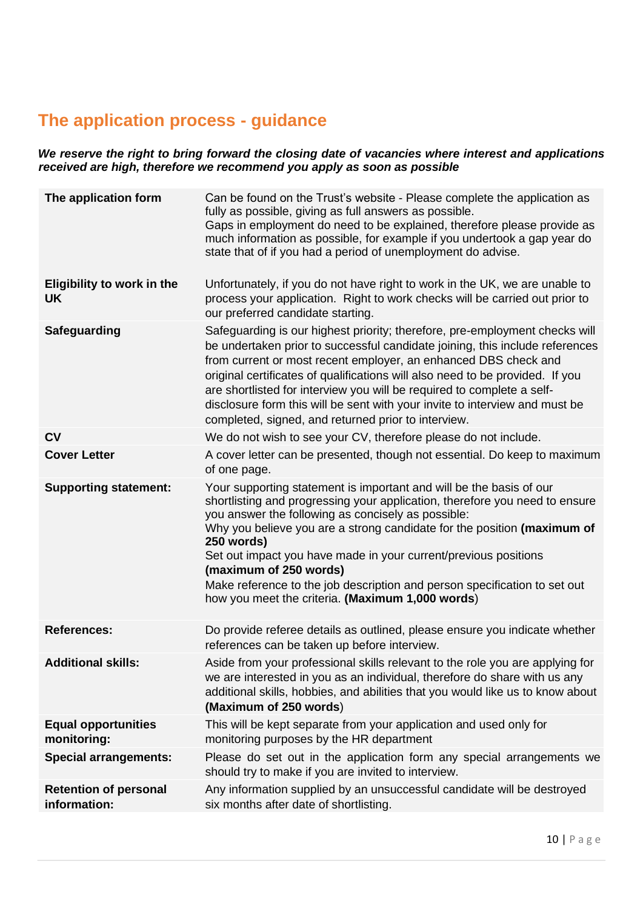## The application process - guidance

***We reserve the right to bring forward the closing date of vacancies where interest and applications received are high, therefore we recommend you apply as soon as possible***

| | |
|---|---|
| **The application form** | Can be found on the Trust's website - Please complete the application as fully as possible, giving as full answers as possible.<br>Gaps in employment do need to be explained, therefore please provide as much information as possible, for example if you undertook a gap year do state that of if you had a period of unemployment do advise. |
| **Eligibility to work in the UK** | Unfortunately, if you do not have right to work in the UK, we are unable to process your application. Right to work checks will be carried out prior to our preferred candidate starting. |
| **Safeguarding** | Safeguarding is our highest priority; therefore, pre-employment checks will be undertaken prior to successful candidate joining, this include references from current or most recent employer, an enhanced DBS check and original certificates of qualifications will also need to be provided. If you are shortlisted for interview you will be required to complete a self-disclosure form this will be sent with your invite to interview and must be completed, signed, and returned prior to interview. |
| **CV** | We do not wish to see your CV, therefore please do not include. |
| **Cover Letter** | A cover letter can be presented, though not essential. Do keep to maximum of one page. |
| **Supporting statement:** | Your supporting statement is important and will be the basis of our shortlisting and progressing your application, therefore you need to ensure you answer the following as concisely as possible:<br>Why you believe you are a strong candidate for the position **(maximum of 250 words)**<br>Set out impact you have made in your current/previous positions **(maximum of 250 words)**<br>Make reference to the job description and person specification to set out how you meet the criteria. **(Maximum 1,000 words**) |
| **References:** | Do provide referee details as outlined, please ensure you indicate whether references can be taken up before interview. |
| **Additional skills:** | Aside from your professional skills relevant to the role you are applying for we are interested in you as an individual, therefore do share with us any additional skills, hobbies, and abilities that you would like us to know about **(Maximum of 250 words**) |
| **Equal opportunities monitoring:** | This will be kept separate from your application and used only for monitoring purposes by the HR department |
| **Special arrangements:** | Please do set out in the application form any special arrangements we should try to make if you are invited to interview. |
| **Retention of personal information:** | Any information supplied by an unsuccessful candidate will be destroyed six months after date of shortlisting. |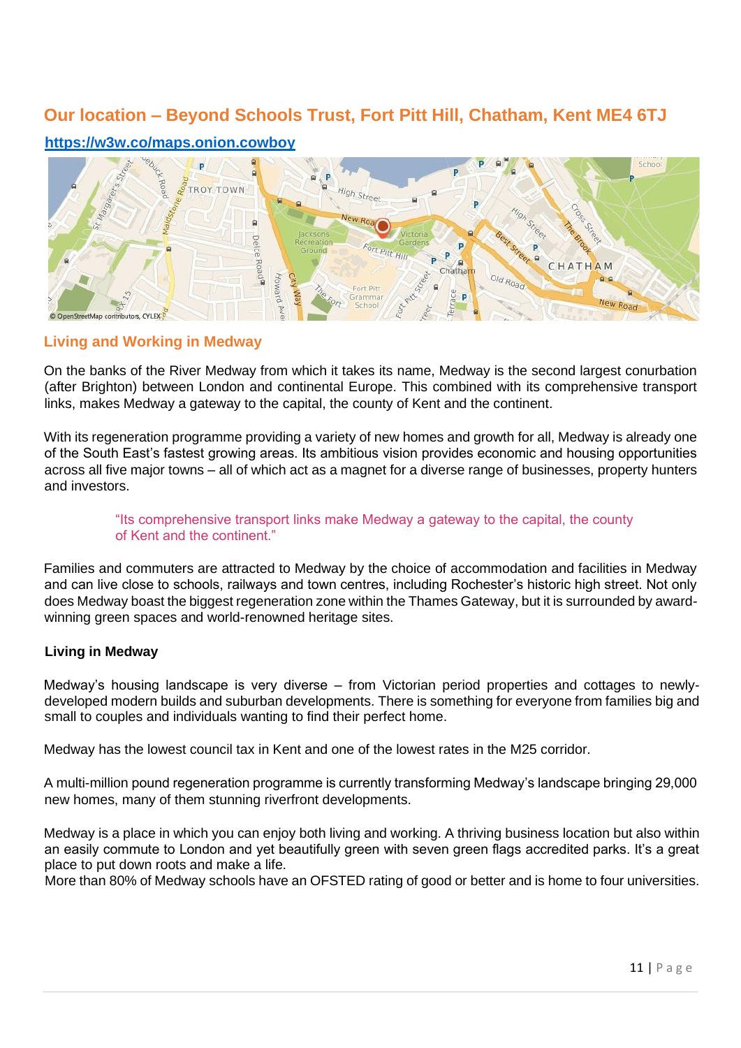## Our location – Beyond Schools Trust, Fort Pitt Hill, Chatham, Kent ME4 6TJ

**https://w3w.co/maps.onion.cowboy**

### Living and Working in Medway

On the banks of the River Medway from which it takes its name, Medway is the second largest conurbation (after Brighton) between London and continental Europe. This combined with its comprehensive transport links, makes Medway a gateway to the capital, the county of Kent and the continent.

With its regeneration programme providing a variety of new homes and growth for all, Medway is already one of the South East's fastest growing areas. Its ambitious vision provides economic and housing opportunities across all five major towns – all of which act as a magnet for a diverse range of businesses, property hunters and investors.

> "Its comprehensive transport links make Medway a gateway to the capital, the county of Kent and the continent."

Families and commuters are attracted to Medway by the choice of accommodation and facilities in Medway and can live close to schools, railways and town centres, including Rochester's historic high street. Not only does Medway boast the biggest regeneration zone within the Thames Gateway, but it is surrounded by award-winning green spaces and world-renowned heritage sites.

**Living in Medway**

Medway's housing landscape is very diverse – from Victorian period properties and cottages to newly-developed modern builds and suburban developments. There is something for everyone from families big and small to couples and individuals wanting to find their perfect home.

Medway has the lowest council tax in Kent and one of the lowest rates in the M25 corridor.

A multi-million pound regeneration programme is currently transforming Medway's landscape bringing 29,000 new homes, many of them stunning riverfront developments.

Medway is a place in which you can enjoy both living and working. A thriving business location but also within an easily commute to London and yet beautifully green with seven green flags accredited parks. It's a great place to put down roots and make a life.
More than 80% of Medway schools have an OFSTED rating of good or better and is home to four universities.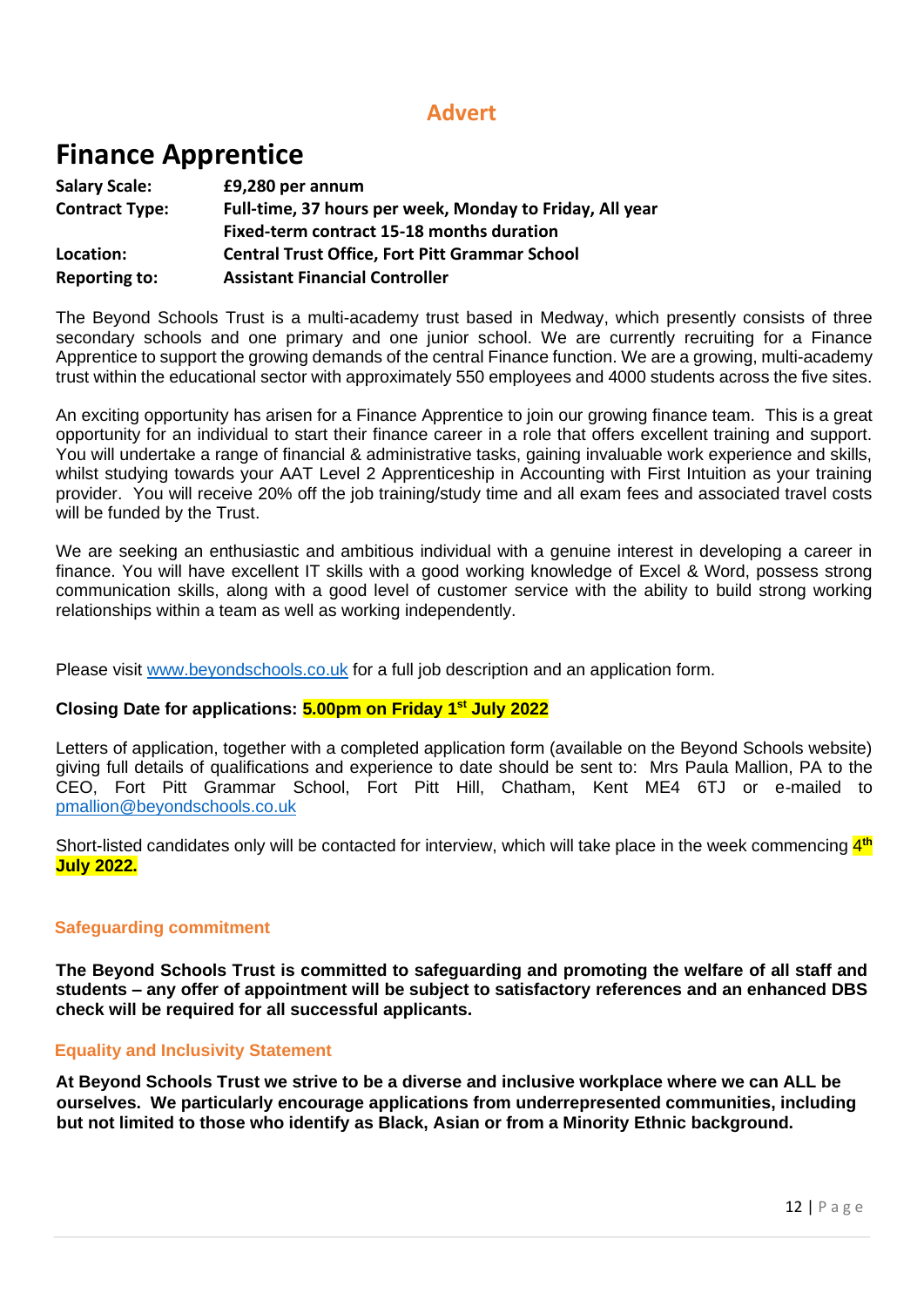## Advert

# Finance Apprentice

| | |
|---|---|
| **Salary Scale:** | **£9,280 per annum** |
| **Contract Type:** | **Full-time, 37 hours per week, Monday to Friday, All year** |
| | **Fixed-term contract 15-18 months duration** |
| **Location:** | **Central Trust Office, Fort Pitt Grammar School** |
| **Reporting to:** | **Assistant Financial Controller** |

The Beyond Schools Trust is a multi-academy trust based in Medway, which presently consists of three secondary schools and one primary and one junior school. We are currently recruiting for a Finance Apprentice to support the growing demands of the central Finance function. We are a growing, multi-academy trust within the educational sector with approximately 550 employees and 4000 students across the five sites.

An exciting opportunity has arisen for a Finance Apprentice to join our growing finance team. This is a great opportunity for an individual to start their finance career in a role that offers excellent training and support. You will undertake a range of financial & administrative tasks, gaining invaluable work experience and skills, whilst studying towards your AAT Level 2 Apprenticeship in Accounting with First Intuition as your training provider. You will receive 20% off the job training/study time and all exam fees and associated travel costs will be funded by the Trust.

We are seeking an enthusiastic and ambitious individual with a genuine interest in developing a career in finance. You will have excellent IT skills with a good working knowledge of Excel & Word, possess strong communication skills, along with a good level of customer service with the ability to build strong working relationships within a team as well as working independently.

Please visit www.beyondschools.co.uk for a full job description and an application form.

**Closing Date for applications: 5.00pm on Friday 1st July 2022**

Letters of application, together with a completed application form (available on the Beyond Schools website) giving full details of qualifications and experience to date should be sent to: Mrs Paula Mallion, PA to the CEO, Fort Pitt Grammar School, Fort Pitt Hill, Chatham, Kent ME4 6TJ or e-mailed to pmallion@beyondschools.co.uk

Short-listed candidates only will be contacted for interview, which will take place in the week commencing **4th July 2022.**

### Safeguarding commitment

**The Beyond Schools Trust is committed to safeguarding and promoting the welfare of all staff and students – any offer of appointment will be subject to satisfactory references and an enhanced DBS check will be required for all successful applicants.**

### Equality and Inclusivity Statement

**At Beyond Schools Trust we strive to be a diverse and inclusive workplace where we can ALL be ourselves. We particularly encourage applications from underrepresented communities, including but not limited to those who identify as Black, Asian or from a Minority Ethnic background.**